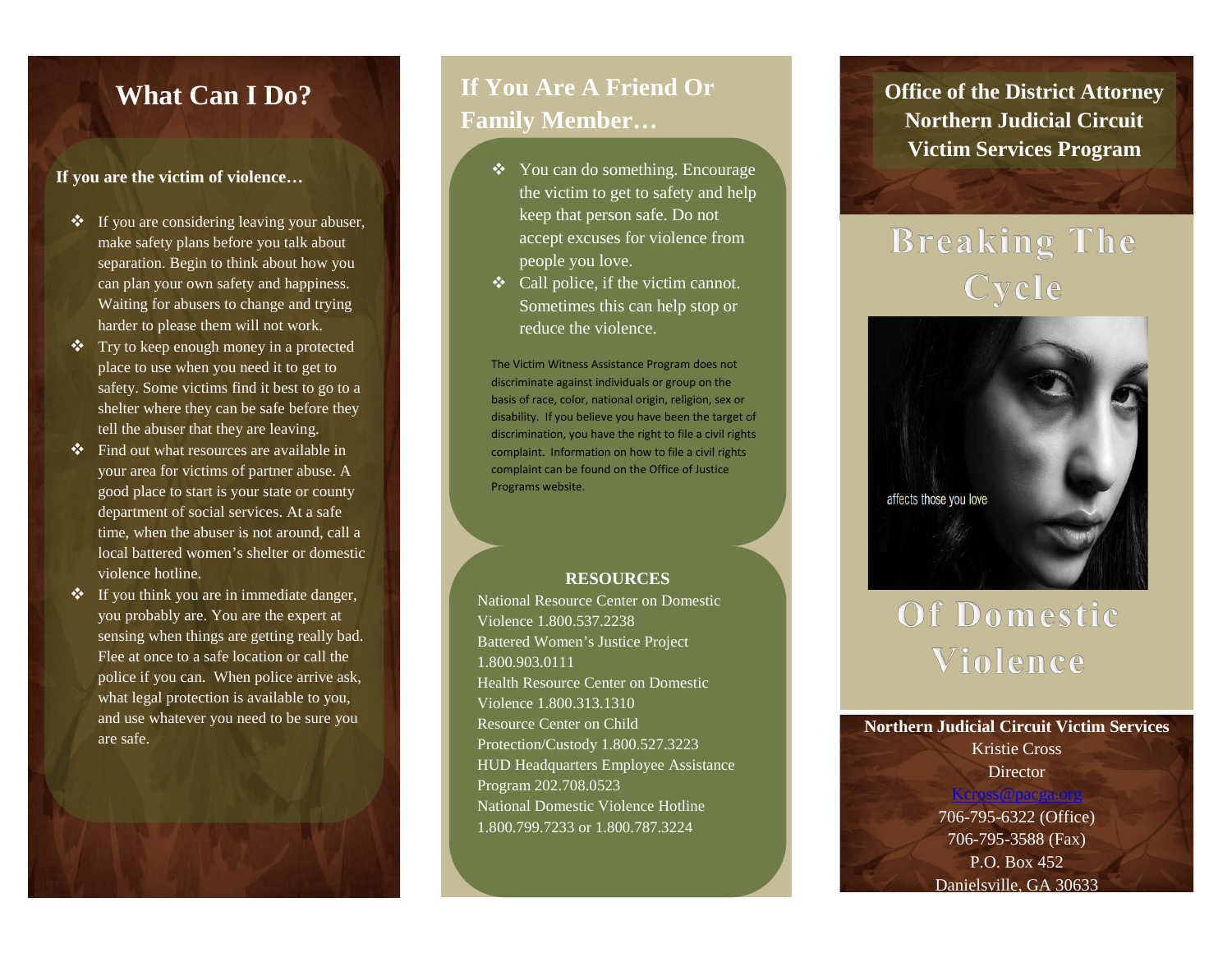## What Can I Do?

**If you are the victim of violence…**

- If you are considering leaving your abuser, make safety plans before you talk about separation. Begin to think about how you can plan your own safety and happiness. Waiting for abusers to change and trying harder to please them will not work.
- Try to keep enough money in a protected place to use when you need it to get to safety. Some victims find it best to go to a shelter where they can be safe before they tell the abuser that they are leaving.
- Find out what resources are available in your area for victims of partner abuse. A good place to start is your state or county department of social services. At a safe time, when the abuser is not around, call a local battered women's shelter or domestic violence hotline.
- If you think you are in immediate danger, you probably are. You are the expert at sensing when things are getting really bad. Flee at once to a safe location or call the police if you can. When police arrive ask, what legal protection is available to you, and use whatever you need to be sure you are safe.

## If You Are A Friend Or Family Member…

- You can do something. Encourage the victim to get to safety and help keep that person safe. Do not accept excuses for violence from people you love.
- Call police, if the victim cannot. Sometimes this can help stop or reduce the violence.

The Victim Witness Assistance Program does not discriminate against individuals or group on the basis of race, color, national origin, religion, sex or disability. If you believe you have been the target of discrimination, you have the right to file a civil rights complaint. Information on how to file a civil rights complaint can be found on the Office of Justice Programs website.

**RESOURCES**

National Resource Center on Domestic Violence 1.800.537.2238
Battered Women's Justice Project 1.800.903.0111
Health Resource Center on Domestic Violence 1.800.313.1310
Resource Center on Child Protection/Custody 1.800.527.3223
HUD Headquarters Employee Assistance Program 202.708.0523
National Domestic Violence Hotline 1.800.799.7233 or 1.800.787.3224

**Office of the District Attorney**
**Northern Judicial Circuit**
**Victim Services Program**

# Breaking The Cycle

affects those you love

# Of Domestic Violence

**Northern Judicial Circuit Victim Services**
Kristie Cross
Director
Kcross@pacga.org
706-795-6322 (Office)
706-795-3588 (Fax)
P.O. Box 452
Danielsville, GA 30633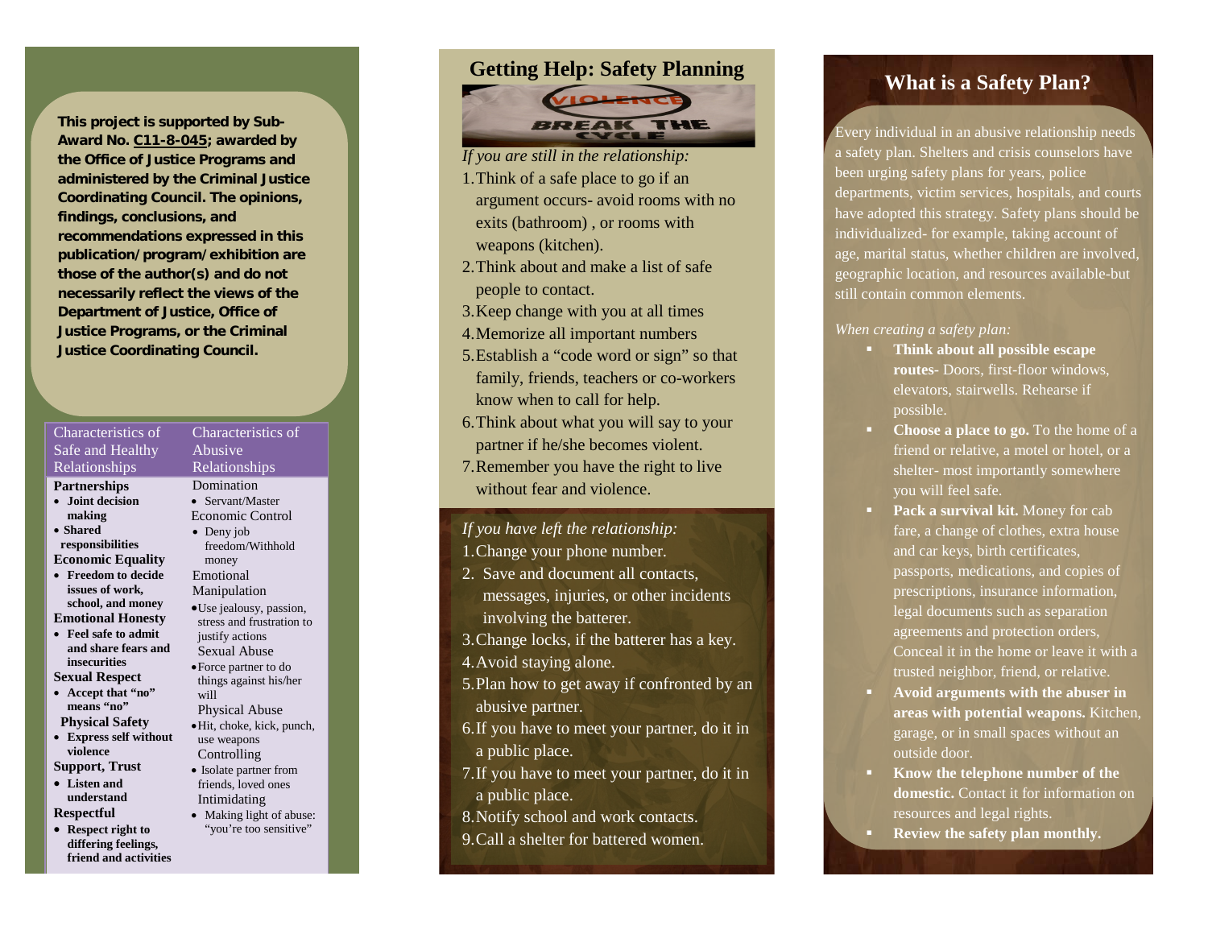**This project is supported by Sub-Award No. C11-8-045; awarded by the Office of Justice Programs and administered by the Criminal Justice Coordinating Council. The opinions, findings, conclusions, and recommendations expressed in this publication/program/exhibition are those of the author(s) and do not necessarily reflect the views of the Department of Justice, Office of Justice Programs, or the Criminal Justice Coordinating Council.**

| Characteristics of Safe and Healthy Relationships | Characteristics of Abusive Relationships |
|---|---|
| **Partnerships**<br>• **Joint decision making**<br>• **Shared responsibilities** | Domination<br>• Servant/Master |
| **Economic Equality**<br>• **Freedom to decide issues of work, school, and money** | Economic Control<br>• Deny job freedom/Withhold money |
| **Emotional Honesty**<br>• **Feel safe to admit and share fears and insecurities** | Emotional Manipulation<br>• Use jealousy, passion, stress and frustration to justify actions |
| **Sexual Respect**<br>• **Accept that "no" means "no"** | Sexual Abuse<br>• Force partner to do things against his/her will |
| **Physical Safety**<br>• **Express self without violence** | Physical Abuse<br>• Hit, choke, kick, punch, use weapons |
| **Support, Trust**<br>• **Listen and understand** | Controlling<br>• Isolate partner from friends, loved ones |
| **Respectful**<br>• **Respect right to differing feelings, friend and activities** | Intimidating<br>• Making light of abuse: "you're too sensitive" |

## Getting Help: Safety Planning

*If you are still in the relationship:*

1. Think of a safe place to go if an argument occurs- avoid rooms with no exits (bathroom) , or rooms with weapons (kitchen).
2. Think about and make a list of safe people to contact.
3. Keep change with you at all times
4. Memorize all important numbers
5. Establish a "code word or sign" so that family, friends, teachers or co-workers know when to call for help.
6. Think about what you will say to your partner if he/she becomes violent.
7. Remember you have the right to live without fear and violence.

*If you have left the relationship:*

1. Change your phone number.
2. Save and document all contacts, messages, injuries, or other incidents involving the batterer.
3. Change locks, if the batterer has a key.
4. Avoid staying alone.
5. Plan how to get away if confronted by an abusive partner.
6. If you have to meet your partner, do it in a public place.
7. If you have to meet your partner, do it in a public place.
8. Notify school and work contacts.
9. Call a shelter for battered women.

## What is a Safety Plan?

Every individual in an abusive relationship needs a safety plan. Shelters and crisis counselors have been urging safety plans for years, police departments, victim services, hospitals, and courts have adopted this strategy. Safety plans should be individualized- for example, taking account of age, marital status, whether children are involved, geographic location, and resources available-but still contain common elements.

*When creating a safety plan:*

- **Think about all possible escape routes-** Doors, first-floor windows, elevators, stairwells. Rehearse if possible.
- **Choose a place to go.** To the home of a friend or relative, a motel or hotel, or a shelter- most importantly somewhere you will feel safe.
- **Pack a survival kit.** Money for cab fare, a change of clothes, extra house and car keys, birth certificates, passports, medications, and copies of prescriptions, insurance information, legal documents such as separation agreements and protection orders, Conceal it in the home or leave it with a trusted neighbor, friend, or relative.
- **Avoid arguments with the abuser in areas with potential weapons.** Kitchen, garage, or in small spaces without an outside door.
- **Know the telephone number of the domestic.** Contact it for information on resources and legal rights.
- **Review the safety plan monthly.**